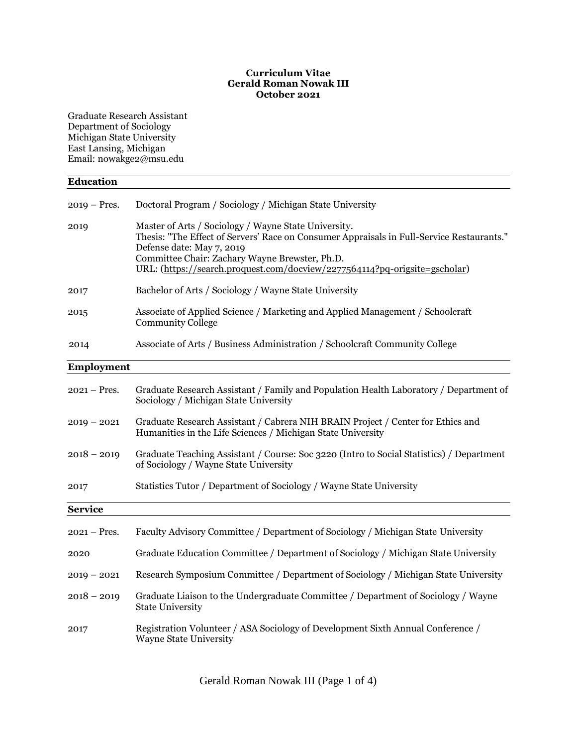**Curriculum Vitae**
**Gerald Roman Nowak III**
**October 2021**

Graduate Research Assistant
Department of Sociology
Michigan State University
East Lansing, Michigan
Email: nowakge2@msu.edu

## Education

| | |
|---|---|
| 2019 – Pres. | Doctoral Program / Sociology / Michigan State University |
| 2019 | Master of Arts / Sociology / Wayne State University.<br>Thesis: "The Effect of Servers' Race on Consumer Appraisals in Full-Service Restaurants."<br>Defense date: May 7, 2019<br>Committee Chair: Zachary Wayne Brewster, Ph.D.<br>URL: (https://search.proquest.com/docview/2277564114?pq-origsite=gscholar) |
| 2017 | Bachelor of Arts / Sociology / Wayne State University |
| 2015 | Associate of Applied Science / Marketing and Applied Management / Schoolcraft Community College |
| 2014 | Associate of Arts / Business Administration / Schoolcraft Community College |

## Employment

| | |
|---|---|
| 2021 – Pres. | Graduate Research Assistant / Family and Population Health Laboratory / Department of Sociology / Michigan State University |
| 2019 – 2021 | Graduate Research Assistant / Cabrera NIH BRAIN Project / Center for Ethics and Humanities in the Life Sciences / Michigan State University |
| 2018 – 2019 | Graduate Teaching Assistant / Course: Soc 3220 (Intro to Social Statistics) / Department of Sociology / Wayne State University |
| 2017 | Statistics Tutor / Department of Sociology / Wayne State University |

## Service

| | |
|---|---|
| 2021 – Pres. | Faculty Advisory Committee / Department of Sociology / Michigan State University |
| 2020 | Graduate Education Committee / Department of Sociology / Michigan State University |
| 2019 – 2021 | Research Symposium Committee / Department of Sociology / Michigan State University |
| 2018 – 2019 | Graduate Liaison to the Undergraduate Committee / Department of Sociology / Wayne State University |
| 2017 | Registration Volunteer / ASA Sociology of Development Sixth Annual Conference / Wayne State University |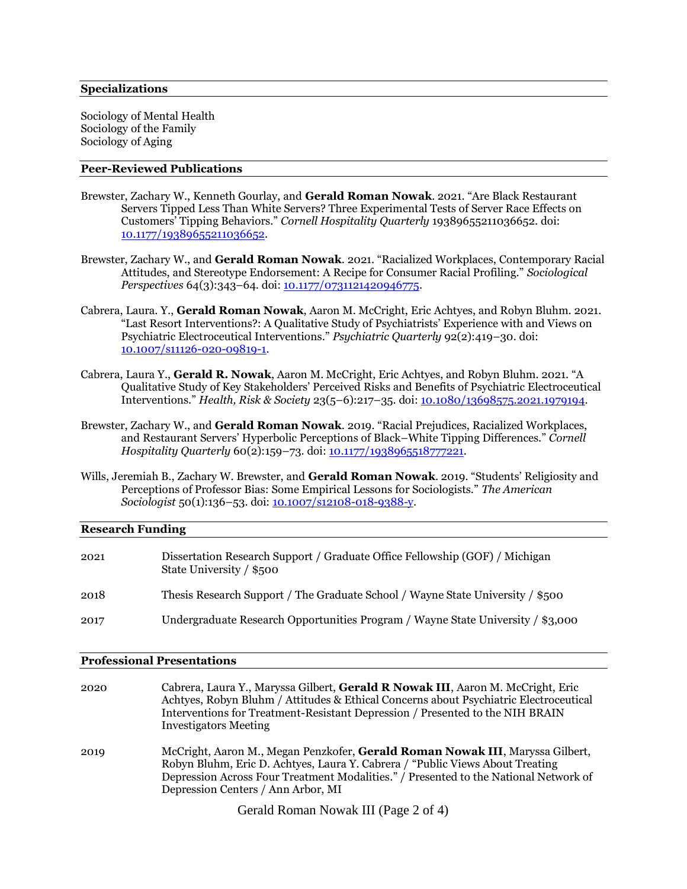## Specializations

Sociology of Mental Health
Sociology of the Family
Sociology of Aging

## Peer-Reviewed Publications

Brewster, Zachary W., Kenneth Gourlay, and **Gerald Roman Nowak**. 2021. "Are Black Restaurant Servers Tipped Less Than White Servers? Three Experimental Tests of Server Race Effects on Customers' Tipping Behaviors." *Cornell Hospitality Quarterly* 19389655211036652. doi: 10.1177/19389655211036652.

Brewster, Zachary W., and **Gerald Roman Nowak**. 2021. "Racialized Workplaces, Contemporary Racial Attitudes, and Stereotype Endorsement: A Recipe for Consumer Racial Profiling." *Sociological Perspectives* 64(3):343–64. doi: 10.1177/0731121420946775.

Cabrera, Laura. Y., **Gerald Roman Nowak**, Aaron M. McCright, Eric Achtyes, and Robyn Bluhm. 2021. "Last Resort Interventions?: A Qualitative Study of Psychiatrists' Experience with and Views on Psychiatric Electroceutical Interventions." *Psychiatric Quarterly* 92(2):419–30. doi: 10.1007/s11126-020-09819-1.

Cabrera, Laura Y., **Gerald R. Nowak**, Aaron M. McCright, Eric Achtyes, and Robyn Bluhm. 2021. "A Qualitative Study of Key Stakeholders' Perceived Risks and Benefits of Psychiatric Electroceutical Interventions." *Health, Risk & Society* 23(5–6):217–35. doi: 10.1080/13698575.2021.1979194.

Brewster, Zachary W., and **Gerald Roman Nowak**. 2019. "Racial Prejudices, Racialized Workplaces, and Restaurant Servers' Hyperbolic Perceptions of Black–White Tipping Differences." *Cornell Hospitality Quarterly* 60(2):159–73. doi: 10.1177/1938965518777221.

Wills, Jeremiah B., Zachary W. Brewster, and **Gerald Roman Nowak**. 2019. "Students' Religiosity and Perceptions of Professor Bias: Some Empirical Lessons for Sociologists." *The American Sociologist* 50(1):136–53. doi: 10.1007/s12108-018-9388-y.

## Research Funding

2021 Dissertation Research Support / Graduate Office Fellowship (GOF) / Michigan State University / $500

2018 Thesis Research Support / The Graduate School / Wayne State University / $500

2017 Undergraduate Research Opportunities Program / Wayne State University / $3,000

## Professional Presentations

2020 Cabrera, Laura Y., Maryssa Gilbert, **Gerald R Nowak III**, Aaron M. McCright, Eric Achtyes, Robyn Bluhm / Attitudes & Ethical Concerns about Psychiatric Electroceutical Interventions for Treatment-Resistant Depression / Presented to the NIH BRAIN Investigators Meeting

2019 McCright, Aaron M., Megan Penzkofer, **Gerald Roman Nowak III**, Maryssa Gilbert, Robyn Bluhm, Eric D. Achtyes, Laura Y. Cabrera / "Public Views About Treating Depression Across Four Treatment Modalities." / Presented to the National Network of Depression Centers / Ann Arbor, MI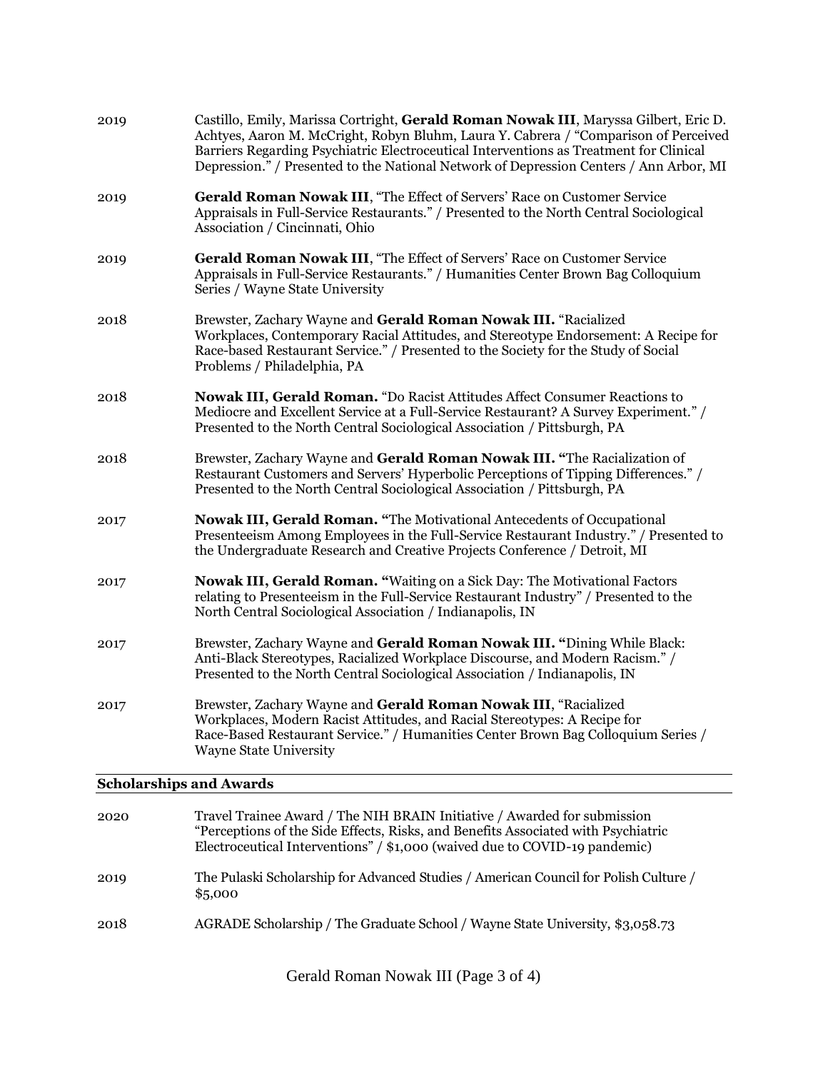2019 Castillo, Emily, Marissa Cortright, **Gerald Roman Nowak III**, Maryssa Gilbert, Eric D. Achtyes, Aaron M. McCright, Robyn Bluhm, Laura Y. Cabrera / "Comparison of Perceived Barriers Regarding Psychiatric Electroceutical Interventions as Treatment for Clinical Depression." / Presented to the National Network of Depression Centers / Ann Arbor, MI

2019 **Gerald Roman Nowak III**, "The Effect of Servers' Race on Customer Service Appraisals in Full-Service Restaurants." / Presented to the North Central Sociological Association / Cincinnati, Ohio

2019 **Gerald Roman Nowak III**, "The Effect of Servers' Race on Customer Service Appraisals in Full-Service Restaurants." / Humanities Center Brown Bag Colloquium Series / Wayne State University

2018 Brewster, Zachary Wayne and **Gerald Roman Nowak III.** "Racialized Workplaces, Contemporary Racial Attitudes, and Stereotype Endorsement: A Recipe for Race-based Restaurant Service." / Presented to the Society for the Study of Social Problems / Philadelphia, PA

2018 **Nowak III, Gerald Roman.** "Do Racist Attitudes Affect Consumer Reactions to Mediocre and Excellent Service at a Full-Service Restaurant? A Survey Experiment." / Presented to the North Central Sociological Association / Pittsburgh, PA

2018 Brewster, Zachary Wayne and **Gerald Roman Nowak III. "**The Racialization of Restaurant Customers and Servers' Hyperbolic Perceptions of Tipping Differences." / Presented to the North Central Sociological Association / Pittsburgh, PA

2017 **Nowak III, Gerald Roman. "**The Motivational Antecedents of Occupational Presenteeism Among Employees in the Full-Service Restaurant Industry." / Presented to the Undergraduate Research and Creative Projects Conference / Detroit, MI

2017 **Nowak III, Gerald Roman. "**Waiting on a Sick Day: The Motivational Factors relating to Presenteeism in the Full-Service Restaurant Industry" / Presented to the North Central Sociological Association / Indianapolis, IN

2017 Brewster, Zachary Wayne and **Gerald Roman Nowak III. "**Dining While Black: Anti-Black Stereotypes, Racialized Workplace Discourse, and Modern Racism." / Presented to the North Central Sociological Association / Indianapolis, IN

2017 Brewster, Zachary Wayne and **Gerald Roman Nowak III**, "Racialized Workplaces, Modern Racist Attitudes, and Racial Stereotypes: A Recipe for Race-Based Restaurant Service." / Humanities Center Brown Bag Colloquium Series / Wayne State University

## Scholarships and Awards

2020 Travel Trainee Award / The NIH BRAIN Initiative / Awarded for submission "Perceptions of the Side Effects, Risks, and Benefits Associated with Psychiatric Electroceutical Interventions" / $1,000 (waived due to COVID-19 pandemic)

2019 The Pulaski Scholarship for Advanced Studies / American Council for Polish Culture / $5,000

2018 AGRADE Scholarship / The Graduate School / Wayne State University, $3,058.73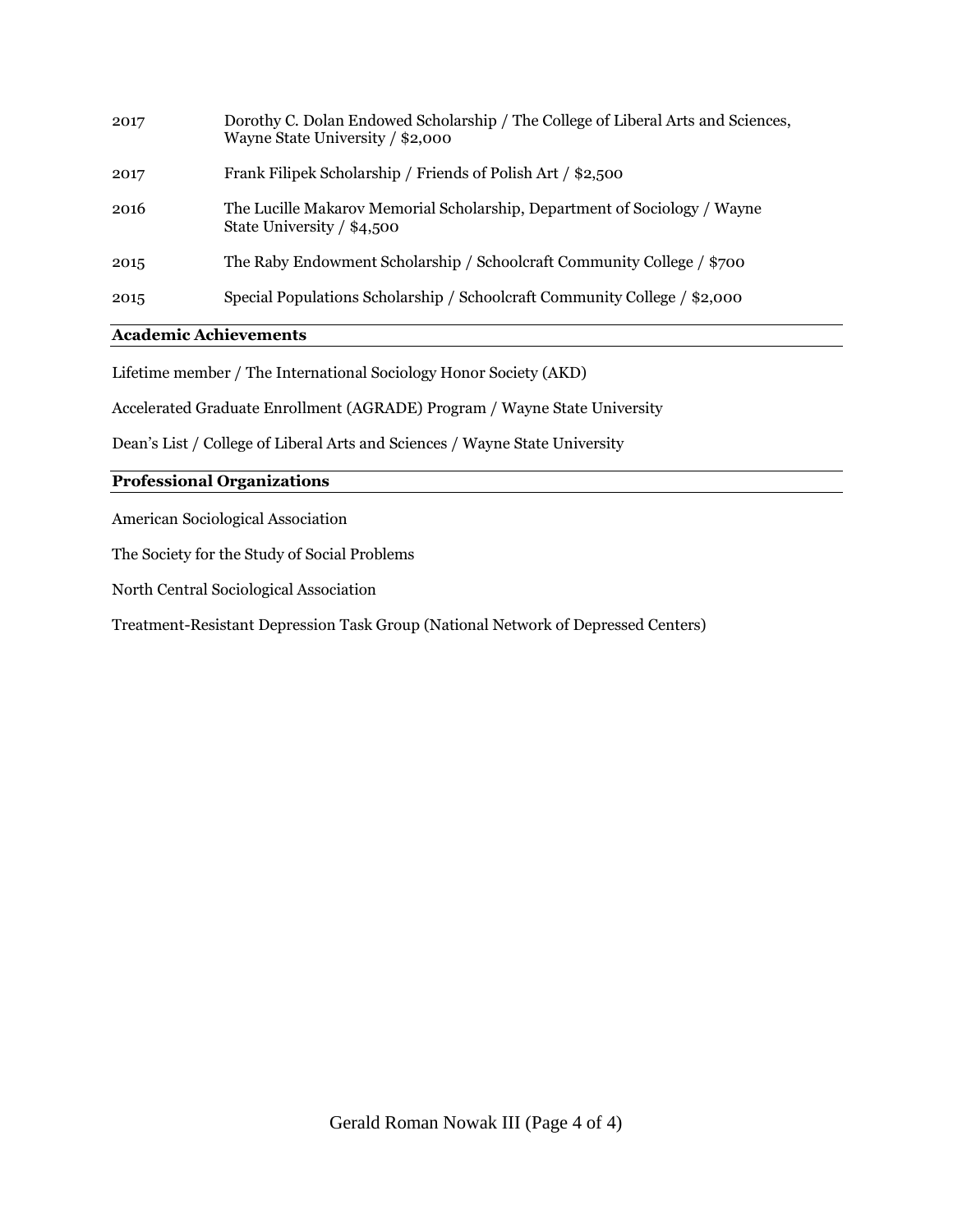| | |
|---|---|
| 2017 | Dorothy C. Dolan Endowed Scholarship / The College of Liberal Arts and Sciences, Wayne State University / $2,000 |
| 2017 | Frank Filipek Scholarship / Friends of Polish Art / $2,500 |
| 2016 | The Lucille Makarov Memorial Scholarship, Department of Sociology / Wayne State University / $4,500 |
| 2015 | The Raby Endowment Scholarship / Schoolcraft Community College / $700 |
| 2015 | Special Populations Scholarship / Schoolcraft Community College / $2,000 |

**Academic Achievements**

Lifetime member / The International Sociology Honor Society (AKD)

Accelerated Graduate Enrollment (AGRADE) Program / Wayne State University

Dean's List / College of Liberal Arts and Sciences / Wayne State University

**Professional Organizations**

American Sociological Association

The Society for the Study of Social Problems

North Central Sociological Association

Treatment-Resistant Depression Task Group (National Network of Depressed Centers)